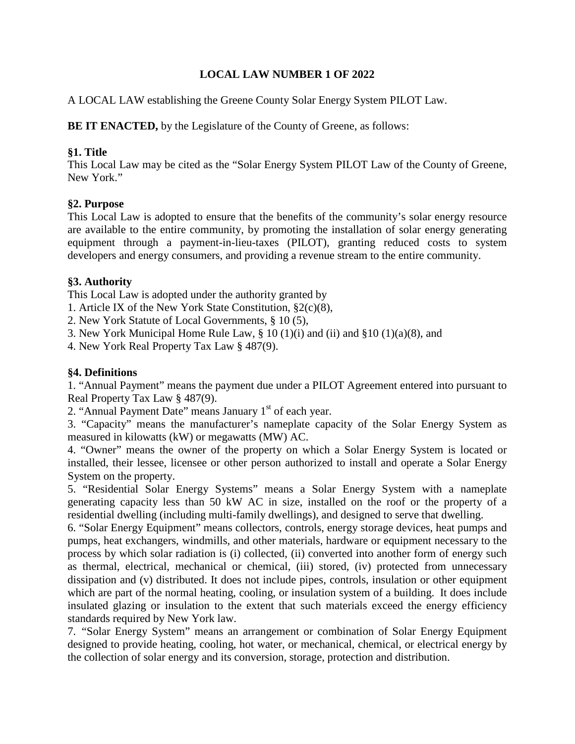# LOCAL LAW NUMBER 1 OF 2022

A LOCAL LAW establishing the Greene County Solar Energy System PILOT Law.

**BE IT ENACTED,** by the Legislature of the County of Greene, as follows:

**§1. Title**

This Local Law may be cited as the "Solar Energy System PILOT Law of the County of Greene, New York."

**§2. Purpose**

This Local Law is adopted to ensure that the benefits of the community's solar energy resource are available to the entire community, by promoting the installation of solar energy generating equipment through a payment-in-lieu-taxes (PILOT), granting reduced costs to system developers and energy consumers, and providing a revenue stream to the entire community.

**§3. Authority**

This Local Law is adopted under the authority granted by

1. Article IX of the New York State Constitution, §2(c)(8),
2. New York Statute of Local Governments, § 10 (5),
3. New York Municipal Home Rule Law, § 10 (1)(i) and (ii) and §10 (1)(a)(8), and
4. New York Real Property Tax Law § 487(9).

**§4. Definitions**

1. "Annual Payment" means the payment due under a PILOT Agreement entered into pursuant to Real Property Tax Law § 487(9).
2. "Annual Payment Date" means January 1st of each year.
3. "Capacity" means the manufacturer's nameplate capacity of the Solar Energy System as measured in kilowatts (kW) or megawatts (MW) AC.
4. "Owner" means the owner of the property on which a Solar Energy System is located or installed, their lessee, licensee or other person authorized to install and operate a Solar Energy System on the property.
5. "Residential Solar Energy Systems" means a Solar Energy System with a nameplate generating capacity less than 50 kW AC in size, installed on the roof or the property of a residential dwelling (including multi-family dwellings), and designed to serve that dwelling.
6. "Solar Energy Equipment" means collectors, controls, energy storage devices, heat pumps and pumps, heat exchangers, windmills, and other materials, hardware or equipment necessary to the process by which solar radiation is (i) collected, (ii) converted into another form of energy such as thermal, electrical, mechanical or chemical, (iii) stored, (iv) protected from unnecessary dissipation and (v) distributed. It does not include pipes, controls, insulation or other equipment which are part of the normal heating, cooling, or insulation system of a building. It does include insulated glazing or insulation to the extent that such materials exceed the energy efficiency standards required by New York law.
7. "Solar Energy System" means an arrangement or combination of Solar Energy Equipment designed to provide heating, cooling, hot water, or mechanical, chemical, or electrical energy by the collection of solar energy and its conversion, storage, protection and distribution.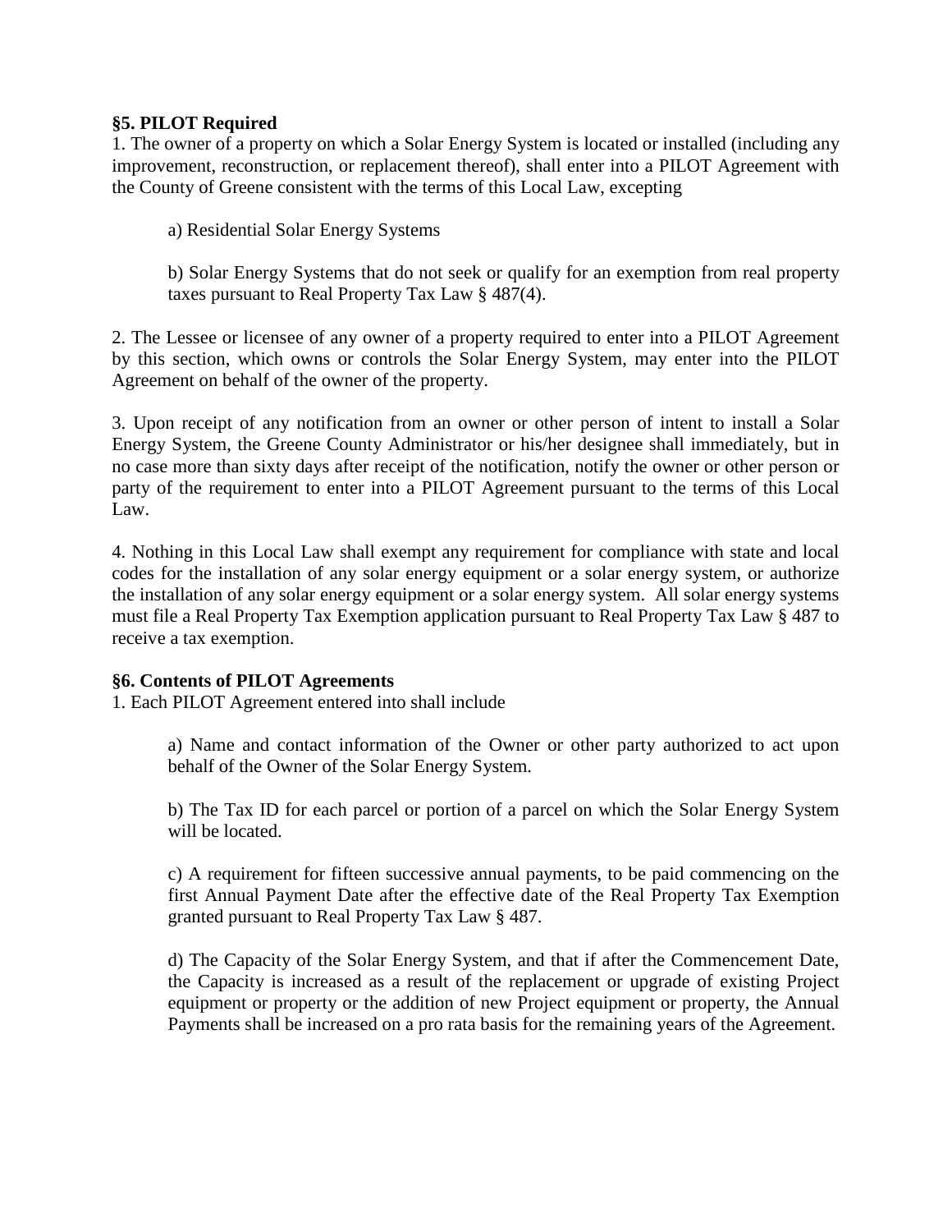**§5. PILOT Required**

1. The owner of a property on which a Solar Energy System is located or installed (including any improvement, reconstruction, or replacement thereof), shall enter into a PILOT Agreement with the County of Greene consistent with the terms of this Local Law, excepting

   a) Residential Solar Energy Systems

   b) Solar Energy Systems that do not seek or qualify for an exemption from real property taxes pursuant to Real Property Tax Law § 487(4).

2. The Lessee or licensee of any owner of a property required to enter into a PILOT Agreement by this section, which owns or controls the Solar Energy System, may enter into the PILOT Agreement on behalf of the owner of the property.

3. Upon receipt of any notification from an owner or other person of intent to install a Solar Energy System, the Greene County Administrator or his/her designee shall immediately, but in no case more than sixty days after receipt of the notification, notify the owner or other person or party of the requirement to enter into a PILOT Agreement pursuant to the terms of this Local Law.

4. Nothing in this Local Law shall exempt any requirement for compliance with state and local codes for the installation of any solar energy equipment or a solar energy system, or authorize the installation of any solar energy equipment or a solar energy system. All solar energy systems must file a Real Property Tax Exemption application pursuant to Real Property Tax Law § 487 to receive a tax exemption.

**§6. Contents of PILOT Agreements**

1. Each PILOT Agreement entered into shall include

   a) Name and contact information of the Owner or other party authorized to act upon behalf of the Owner of the Solar Energy System.

   b) The Tax ID for each parcel or portion of a parcel on which the Solar Energy System will be located.

   c) A requirement for fifteen successive annual payments, to be paid commencing on the first Annual Payment Date after the effective date of the Real Property Tax Exemption granted pursuant to Real Property Tax Law § 487.

   d) The Capacity of the Solar Energy System, and that if after the Commencement Date, the Capacity is increased as a result of the replacement or upgrade of existing Project equipment or property or the addition of new Project equipment or property, the Annual Payments shall be increased on a pro rata basis for the remaining years of the Agreement.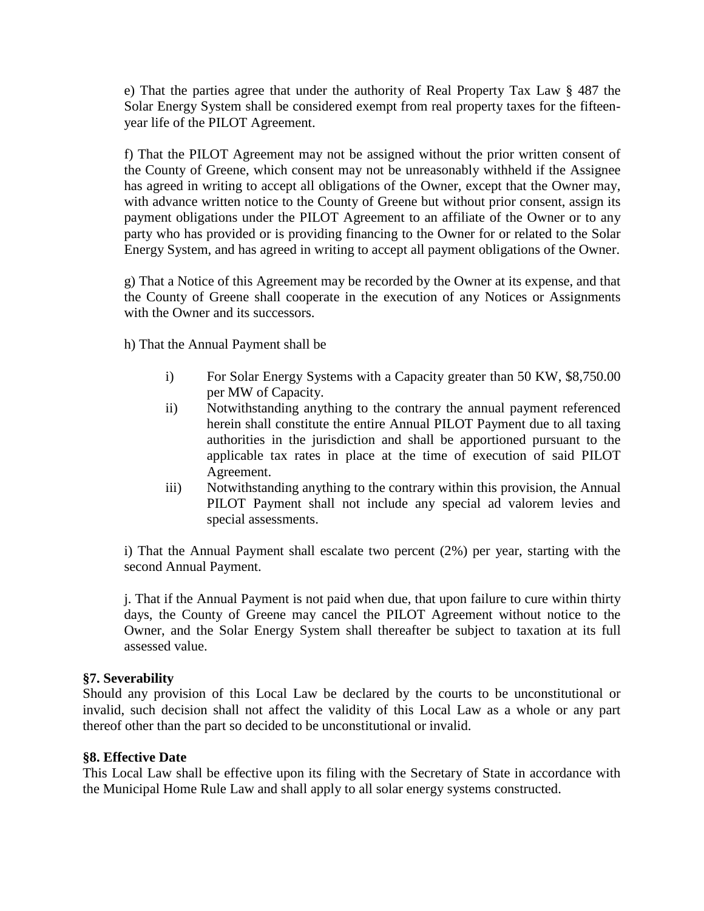e) That the parties agree that under the authority of Real Property Tax Law § 487 the Solar Energy System shall be considered exempt from real property taxes for the fifteen-year life of the PILOT Agreement.

f) That the PILOT Agreement may not be assigned without the prior written consent of the County of Greene, which consent may not be unreasonably withheld if the Assignee has agreed in writing to accept all obligations of the Owner, except that the Owner may, with advance written notice to the County of Greene but without prior consent, assign its payment obligations under the PILOT Agreement to an affiliate of the Owner or to any party who has provided or is providing financing to the Owner for or related to the Solar Energy System, and has agreed in writing to accept all payment obligations of the Owner.

g) That a Notice of this Agreement may be recorded by the Owner at its expense, and that the County of Greene shall cooperate in the execution of any Notices or Assignments with the Owner and its successors.

h) That the Annual Payment shall be

- i) For Solar Energy Systems with a Capacity greater than 50 KW, $8,750.00 per MW of Capacity.
- ii) Notwithstanding anything to the contrary the annual payment referenced herein shall constitute the entire Annual PILOT Payment due to all taxing authorities in the jurisdiction and shall be apportioned pursuant to the applicable tax rates in place at the time of execution of said PILOT Agreement.
- iii) Notwithstanding anything to the contrary within this provision, the Annual PILOT Payment shall not include any special ad valorem levies and special assessments.

i) That the Annual Payment shall escalate two percent (2%) per year, starting with the second Annual Payment.

j. That if the Annual Payment is not paid when due, that upon failure to cure within thirty days, the County of Greene may cancel the PILOT Agreement without notice to the Owner, and the Solar Energy System shall thereafter be subject to taxation at its full assessed value.

**§7. Severability**

Should any provision of this Local Law be declared by the courts to be unconstitutional or invalid, such decision shall not affect the validity of this Local Law as a whole or any part thereof other than the part so decided to be unconstitutional or invalid.

**§8. Effective Date**

This Local Law shall be effective upon its filing with the Secretary of State in accordance with the Municipal Home Rule Law and shall apply to all solar energy systems constructed.